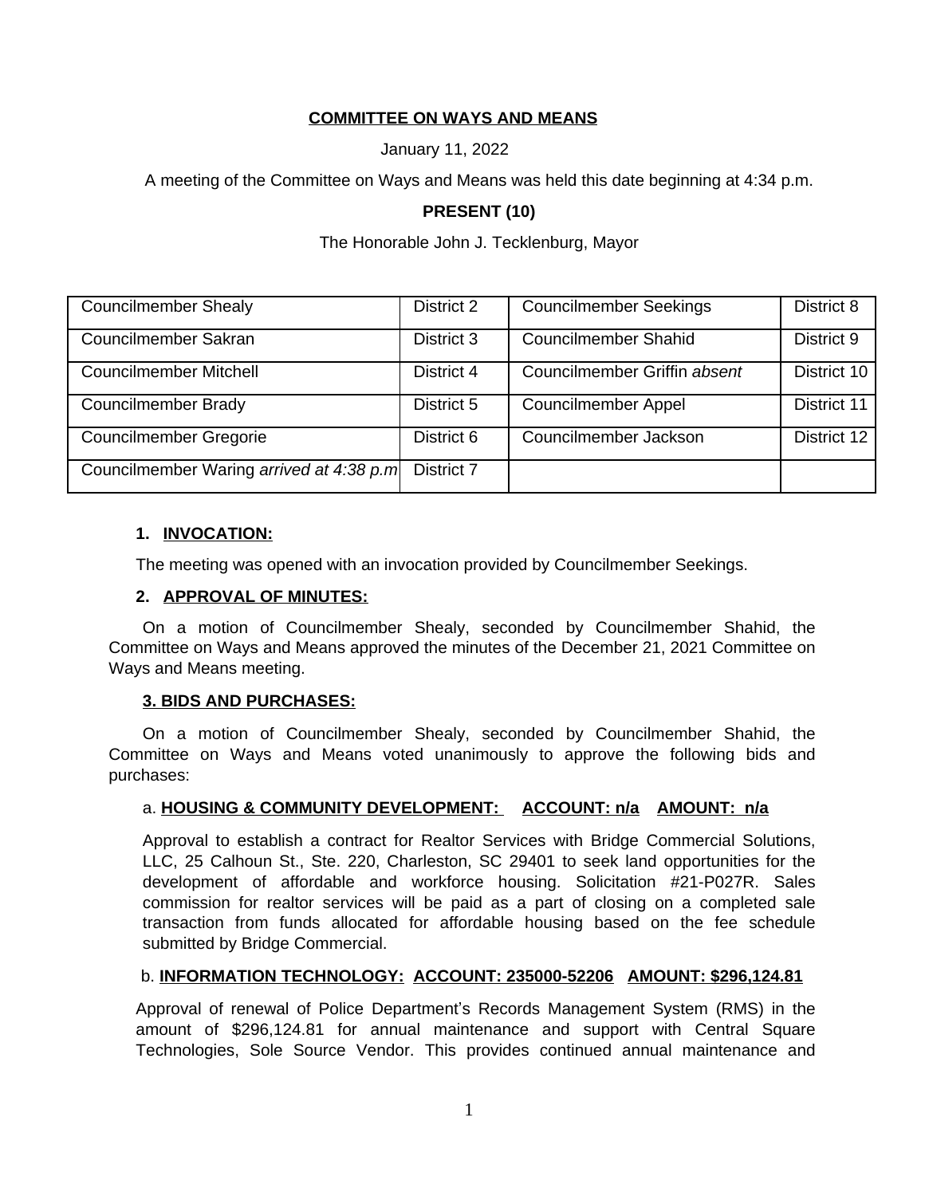**COMMITTEE ON WAYS AND MEANS**

January 11, 2022

A meeting of the Committee on Ways and Means was held this date beginning at 4:34 p.m.

**PRESENT (10)**

The Honorable John J. Tecklenburg, Mayor

| | | | |
|---|---|---|---|
| Councilmember Shealy | District 2 | Councilmember Seekings | District 8 |
| Councilmember Sakran | District 3 | Councilmember Shahid | District 9 |
| Councilmember Mitchell | District 4 | Councilmember Griffin *absent* | District 10 |
| Councilmember Brady | District 5 | Councilmember Appel | District 11 |
| Councilmember Gregorie | District 6 | Councilmember Jackson | District 12 |
| Councilmember Waring *arrived at 4:38 p.m* | District 7 | | |

**1. INVOCATION:**

The meeting was opened with an invocation provided by Councilmember Seekings.

**2. APPROVAL OF MINUTES:**

On a motion of Councilmember Shealy, seconded by Councilmember Shahid, the Committee on Ways and Means approved the minutes of the December 21, 2021 Committee on Ways and Means meeting.

**3. BIDS AND PURCHASES:**

On a motion of Councilmember Shealy, seconded by Councilmember Shahid, the Committee on Ways and Means voted unanimously to approve the following bids and purchases:

a. **HOUSING & COMMUNITY DEVELOPMENT: ACCOUNT: n/a AMOUNT: n/a**

Approval to establish a contract for Realtor Services with Bridge Commercial Solutions, LLC, 25 Calhoun St., Ste. 220, Charleston, SC 29401 to seek land opportunities for the development of affordable and workforce housing. Solicitation #21-P027R. Sales commission for realtor services will be paid as a part of closing on a completed sale transaction from funds allocated for affordable housing based on the fee schedule submitted by Bridge Commercial.

b. **INFORMATION TECHNOLOGY: ACCOUNT: 235000-52206 AMOUNT: $296,124.81**

Approval of renewal of Police Department's Records Management System (RMS) in the amount of $296,124.81 for annual maintenance and support with Central Square Technologies, Sole Source Vendor. This provides continued annual maintenance and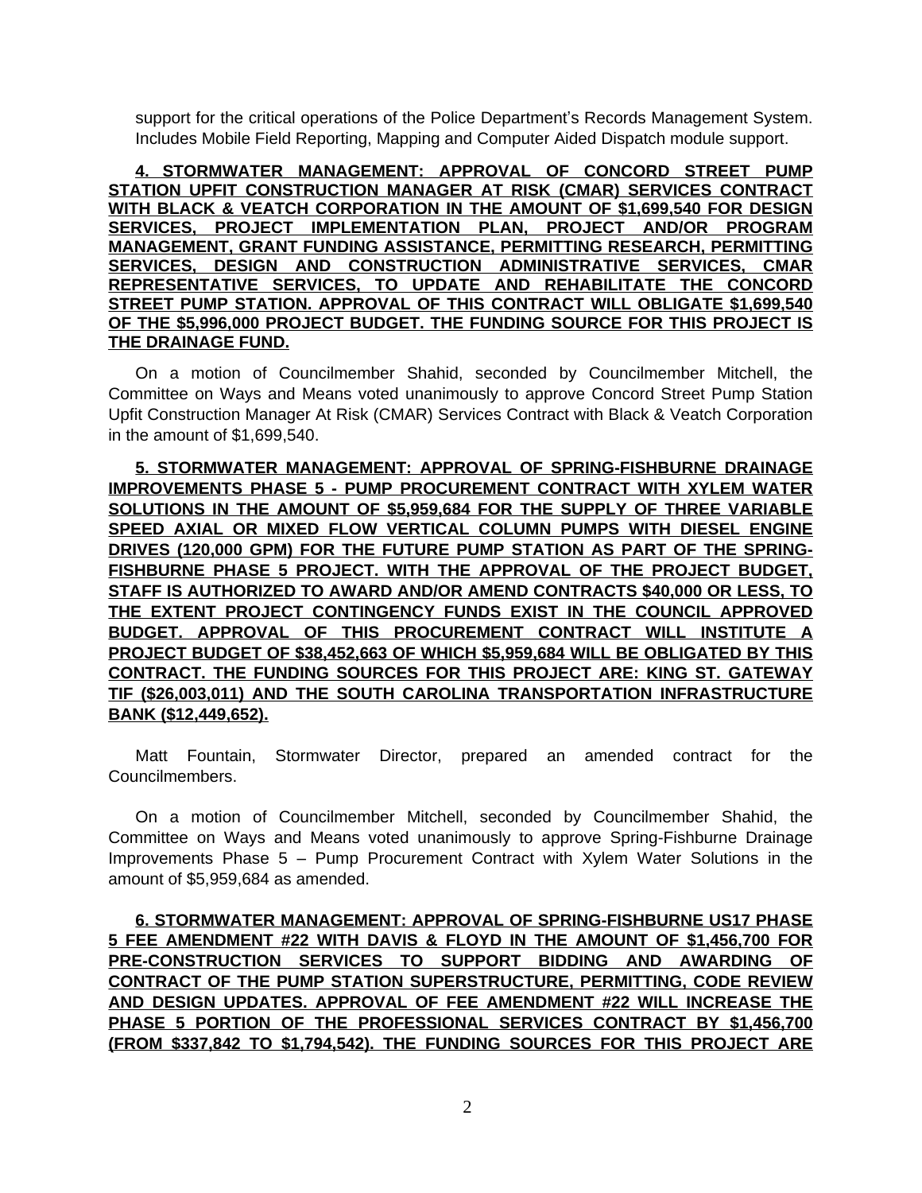support for the critical operations of the Police Department's Records Management System. Includes Mobile Field Reporting, Mapping and Computer Aided Dispatch module support.

**4. STORMWATER MANAGEMENT: APPROVAL OF CONCORD STREET PUMP STATION UPFIT CONSTRUCTION MANAGER AT RISK (CMAR) SERVICES CONTRACT WITH BLACK & VEATCH CORPORATION IN THE AMOUNT OF $1,699,540 FOR DESIGN SERVICES, PROJECT IMPLEMENTATION PLAN, PROJECT AND/OR PROGRAM MANAGEMENT, GRANT FUNDING ASSISTANCE, PERMITTING RESEARCH, PERMITTING SERVICES, DESIGN AND CONSTRUCTION ADMINISTRATIVE SERVICES, CMAR REPRESENTATIVE SERVICES, TO UPDATE AND REHABILITATE THE CONCORD STREET PUMP STATION. APPROVAL OF THIS CONTRACT WILL OBLIGATE $1,699,540 OF THE $5,996,000 PROJECT BUDGET. THE FUNDING SOURCE FOR THIS PROJECT IS THE DRAINAGE FUND.**

On a motion of Councilmember Shahid, seconded by Councilmember Mitchell, the Committee on Ways and Means voted unanimously to approve Concord Street Pump Station Upfit Construction Manager At Risk (CMAR) Services Contract with Black & Veatch Corporation in the amount of $1,699,540.

**5. STORMWATER MANAGEMENT: APPROVAL OF SPRING-FISHBURNE DRAINAGE IMPROVEMENTS PHASE 5 - PUMP PROCUREMENT CONTRACT WITH XYLEM WATER SOLUTIONS IN THE AMOUNT OF $5,959,684 FOR THE SUPPLY OF THREE VARIABLE SPEED AXIAL OR MIXED FLOW VERTICAL COLUMN PUMPS WITH DIESEL ENGINE DRIVES (120,000 GPM) FOR THE FUTURE PUMP STATION AS PART OF THE SPRING-FISHBURNE PHASE 5 PROJECT. WITH THE APPROVAL OF THE PROJECT BUDGET, STAFF IS AUTHORIZED TO AWARD AND/OR AMEND CONTRACTS $40,000 OR LESS, TO THE EXTENT PROJECT CONTINGENCY FUNDS EXIST IN THE COUNCIL APPROVED BUDGET. APPROVAL OF THIS PROCUREMENT CONTRACT WILL INSTITUTE A PROJECT BUDGET OF $38,452,663 OF WHICH $5,959,684 WILL BE OBLIGATED BY THIS CONTRACT. THE FUNDING SOURCES FOR THIS PROJECT ARE: KING ST. GATEWAY TIF ($26,003,011) AND THE SOUTH CAROLINA TRANSPORTATION INFRASTRUCTURE BANK ($12,449,652).**

Matt Fountain, Stormwater Director, prepared an amended contract for the Councilmembers.

On a motion of Councilmember Mitchell, seconded by Councilmember Shahid, the Committee on Ways and Means voted unanimously to approve Spring-Fishburne Drainage Improvements Phase 5 – Pump Procurement Contract with Xylem Water Solutions in the amount of $5,959,684 as amended.

**6. STORMWATER MANAGEMENT: APPROVAL OF SPRING-FISHBURNE US17 PHASE 5 FEE AMENDMENT #22 WITH DAVIS & FLOYD IN THE AMOUNT OF $1,456,700 FOR PRE-CONSTRUCTION SERVICES TO SUPPORT BIDDING AND AWARDING OF CONTRACT OF THE PUMP STATION SUPERSTRUCTURE, PERMITTING, CODE REVIEW AND DESIGN UPDATES. APPROVAL OF FEE AMENDMENT #22 WILL INCREASE THE PHASE 5 PORTION OF THE PROFESSIONAL SERVICES CONTRACT BY $1,456,700 (FROM $337,842 TO $1,794,542). THE FUNDING SOURCES FOR THIS PROJECT ARE**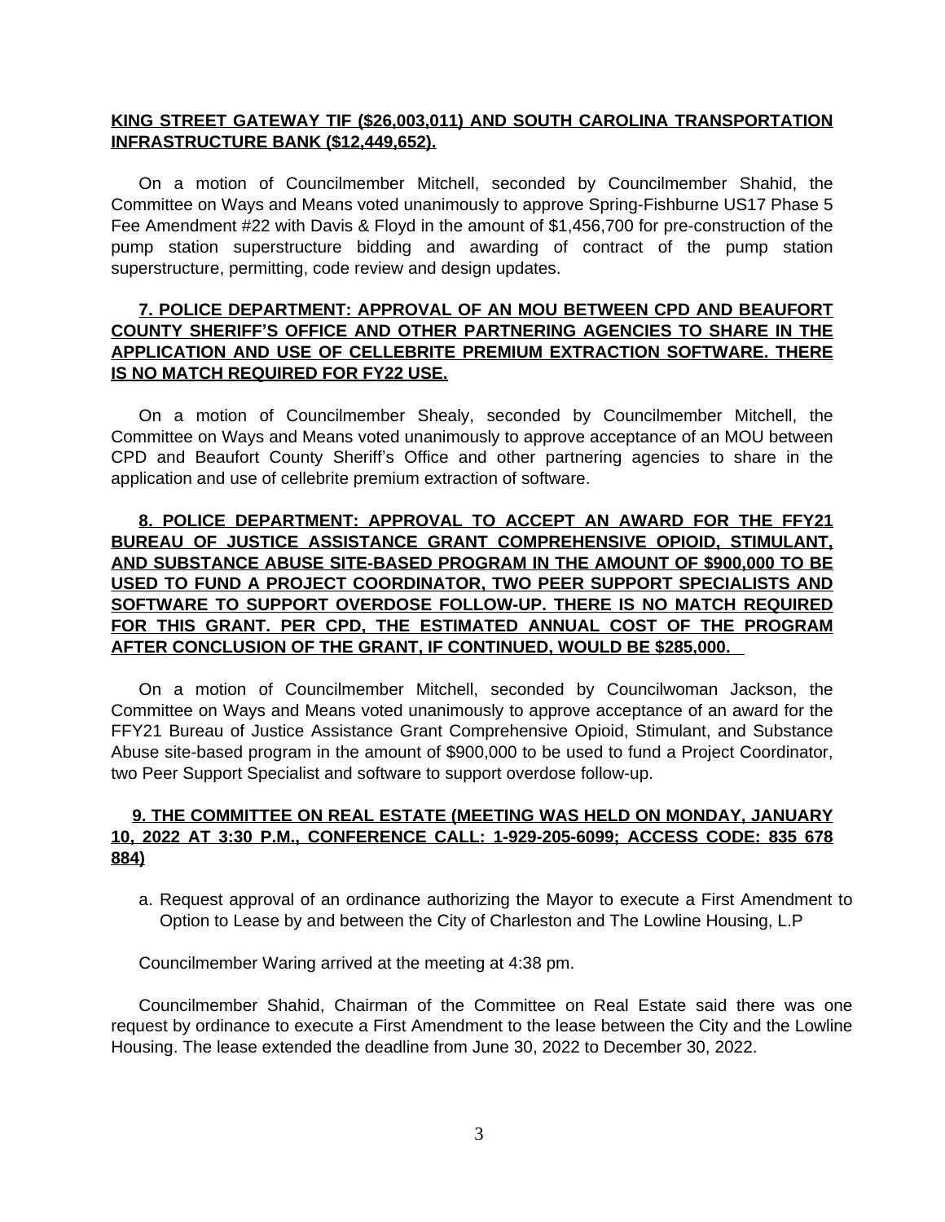**KING STREET GATEWAY TIF ($26,003,011) AND SOUTH CAROLINA TRANSPORTATION INFRASTRUCTURE BANK ($12,449,652).**

On a motion of Councilmember Mitchell, seconded by Councilmember Shahid, the Committee on Ways and Means voted unanimously to approve Spring-Fishburne US17 Phase 5 Fee Amendment #22 with Davis & Floyd in the amount of $1,456,700 for pre-construction of the pump station superstructure bidding and awarding of contract of the pump station superstructure, permitting, code review and design updates.

**7. POLICE DEPARTMENT: APPROVAL OF AN MOU BETWEEN CPD AND BEAUFORT COUNTY SHERIFF'S OFFICE AND OTHER PARTNERING AGENCIES TO SHARE IN THE APPLICATION AND USE OF CELLEBRITE PREMIUM EXTRACTION SOFTWARE. THERE IS NO MATCH REQUIRED FOR FY22 USE.**

On a motion of Councilmember Shealy, seconded by Councilmember Mitchell, the Committee on Ways and Means voted unanimously to approve acceptance of an MOU between CPD and Beaufort County Sheriff's Office and other partnering agencies to share in the application and use of cellebrite premium extraction of software.

**8. POLICE DEPARTMENT: APPROVAL TO ACCEPT AN AWARD FOR THE FFY21 BUREAU OF JUSTICE ASSISTANCE GRANT COMPREHENSIVE OPIOID, STIMULANT, AND SUBSTANCE ABUSE SITE-BASED PROGRAM IN THE AMOUNT OF $900,000 TO BE USED TO FUND A PROJECT COORDINATOR, TWO PEER SUPPORT SPECIALISTS AND SOFTWARE TO SUPPORT OVERDOSE FOLLOW-UP. THERE IS NO MATCH REQUIRED FOR THIS GRANT. PER CPD, THE ESTIMATED ANNUAL COST OF THE PROGRAM AFTER CONCLUSION OF THE GRANT, IF CONTINUED, WOULD BE $285,000.**

On a motion of Councilmember Mitchell, seconded by Councilwoman Jackson, the Committee on Ways and Means voted unanimously to approve acceptance of an award for the FFY21 Bureau of Justice Assistance Grant Comprehensive Opioid, Stimulant, and Substance Abuse site-based program in the amount of $900,000 to be used to fund a Project Coordinator, two Peer Support Specialist and software to support overdose follow-up.

**9. THE COMMITTEE ON REAL ESTATE (MEETING WAS HELD ON MONDAY, JANUARY 10, 2022 AT 3:30 P.M., CONFERENCE CALL: 1-929-205-6099; ACCESS CODE: 835 678 884)**

a. Request approval of an ordinance authorizing the Mayor to execute a First Amendment to Option to Lease by and between the City of Charleston and The Lowline Housing, L.P

Councilmember Waring arrived at the meeting at 4:38 pm.

Councilmember Shahid, Chairman of the Committee on Real Estate said there was one request by ordinance to execute a First Amendment to the lease between the City and the Lowline Housing. The lease extended the deadline from June 30, 2022 to December 30, 2022.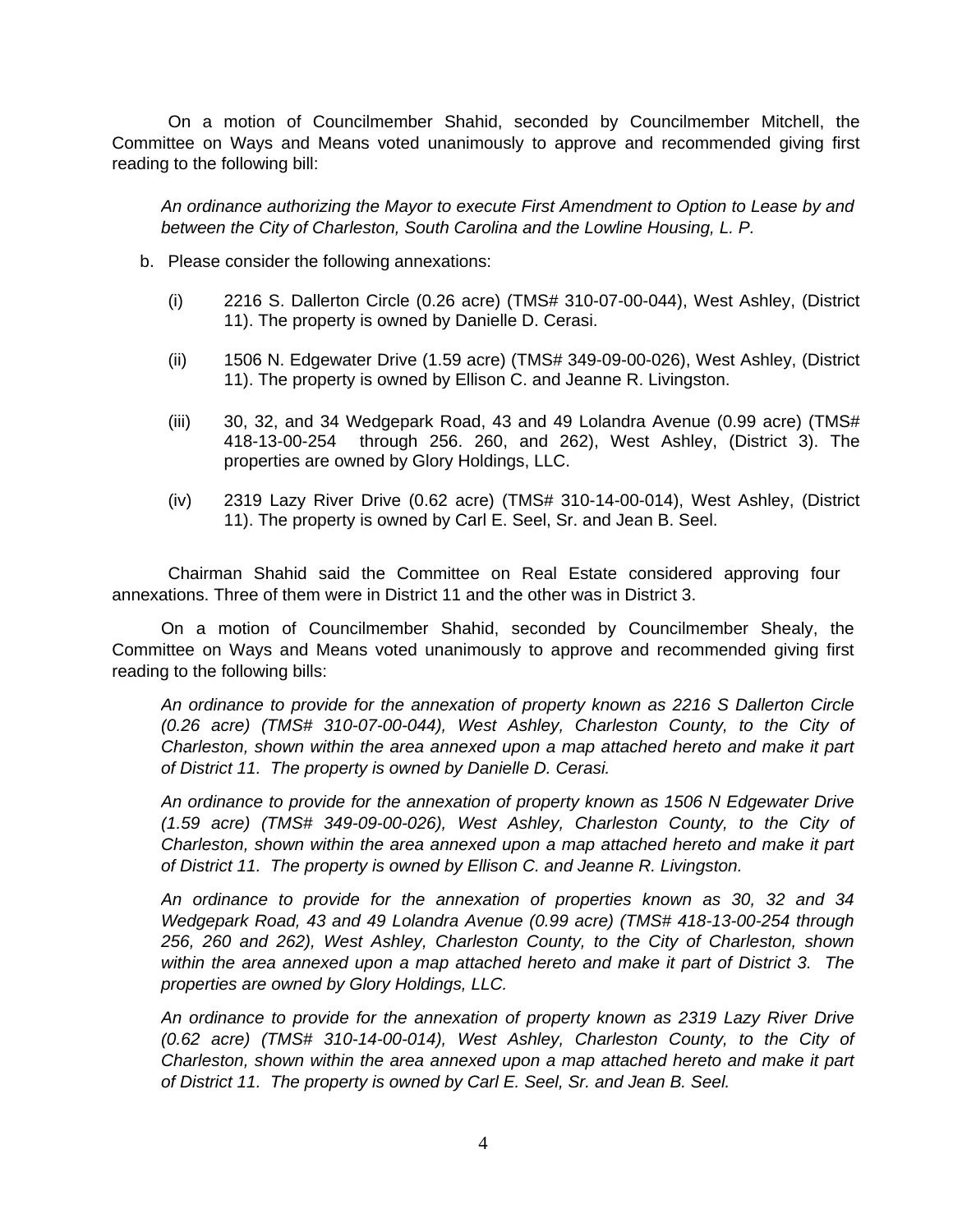On a motion of Councilmember Shahid, seconded by Councilmember Mitchell, the Committee on Ways and Means voted unanimously to approve and recommended giving first reading to the following bill:

*An ordinance authorizing the Mayor to execute First Amendment to Option to Lease by and between the City of Charleston, South Carolina and the Lowline Housing, L. P.*

b. Please consider the following annexations:

(i) 2216 S. Dallerton Circle (0.26 acre) (TMS# 310-07-00-044), West Ashley, (District 11). The property is owned by Danielle D. Cerasi.

(ii) 1506 N. Edgewater Drive (1.59 acre) (TMS# 349-09-00-026), West Ashley, (District 11). The property is owned by Ellison C. and Jeanne R. Livingston.

(iii) 30, 32, and 34 Wedgepark Road, 43 and 49 Lolandra Avenue (0.99 acre) (TMS# 418-13-00-254 through 256. 260, and 262), West Ashley, (District 3). The properties are owned by Glory Holdings, LLC.

(iv) 2319 Lazy River Drive (0.62 acre) (TMS# 310-14-00-014), West Ashley, (District 11). The property is owned by Carl E. Seel, Sr. and Jean B. Seel.

Chairman Shahid said the Committee on Real Estate considered approving four annexations. Three of them were in District 11 and the other was in District 3.

On a motion of Councilmember Shahid, seconded by Councilmember Shealy, the Committee on Ways and Means voted unanimously to approve and recommended giving first reading to the following bills:

*An ordinance to provide for the annexation of property known as 2216 S Dallerton Circle (0.26 acre) (TMS# 310-07-00-044), West Ashley, Charleston County, to the City of Charleston, shown within the area annexed upon a map attached hereto and make it part of District 11. The property is owned by Danielle D. Cerasi.*

*An ordinance to provide for the annexation of property known as 1506 N Edgewater Drive (1.59 acre) (TMS# 349-09-00-026), West Ashley, Charleston County, to the City of Charleston, shown within the area annexed upon a map attached hereto and make it part of District 11. The property is owned by Ellison C. and Jeanne R. Livingston.*

*An ordinance to provide for the annexation of properties known as 30, 32 and 34 Wedgepark Road, 43 and 49 Lolandra Avenue (0.99 acre) (TMS# 418-13-00-254 through 256, 260 and 262), West Ashley, Charleston County, to the City of Charleston, shown within the area annexed upon a map attached hereto and make it part of District 3. The properties are owned by Glory Holdings, LLC.*

*An ordinance to provide for the annexation of property known as 2319 Lazy River Drive (0.62 acre) (TMS# 310-14-00-014), West Ashley, Charleston County, to the City of Charleston, shown within the area annexed upon a map attached hereto and make it part of District 11. The property is owned by Carl E. Seel, Sr. and Jean B. Seel.*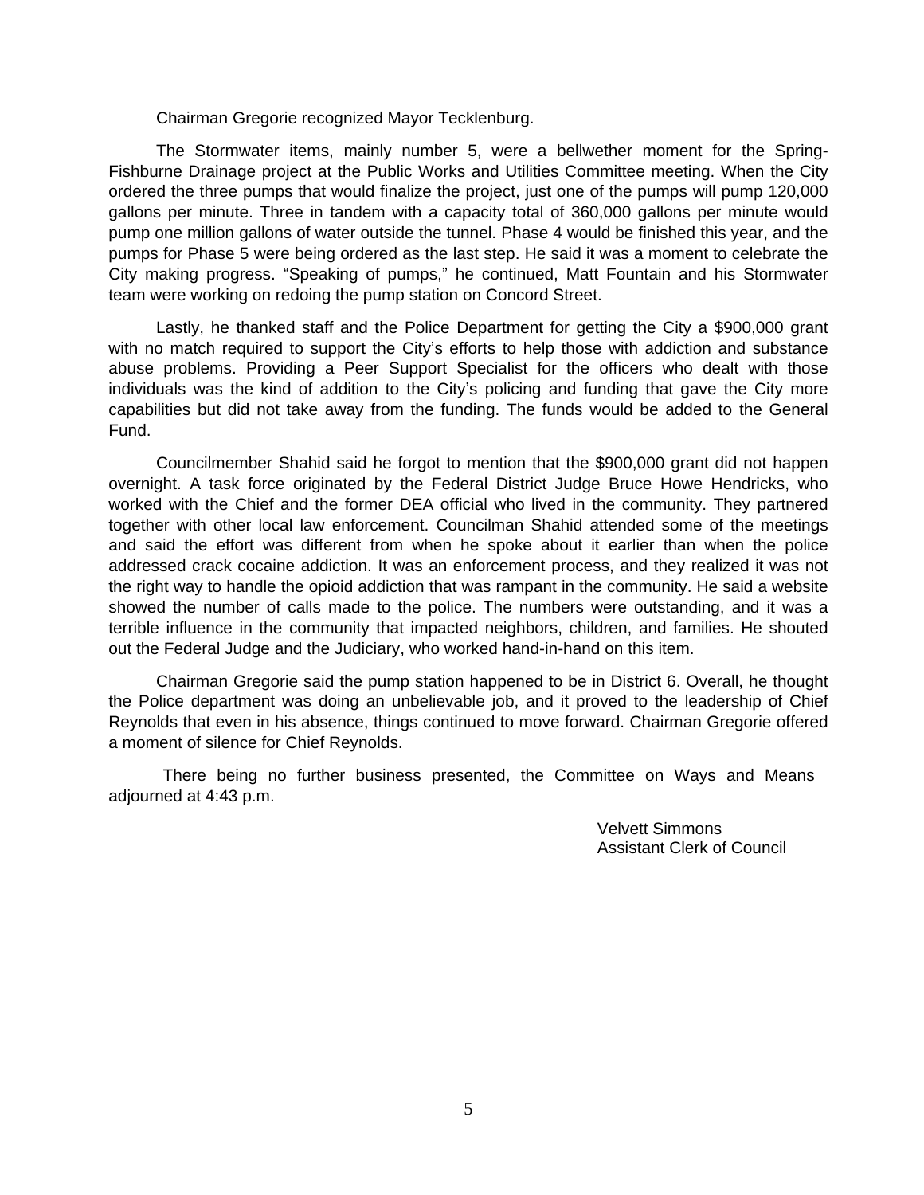Chairman Gregorie recognized Mayor Tecklenburg.

The Stormwater items, mainly number 5, were a bellwether moment for the Spring-Fishburne Drainage project at the Public Works and Utilities Committee meeting. When the City ordered the three pumps that would finalize the project, just one of the pumps will pump 120,000 gallons per minute. Three in tandem with a capacity total of 360,000 gallons per minute would pump one million gallons of water outside the tunnel. Phase 4 would be finished this year, and the pumps for Phase 5 were being ordered as the last step. He said it was a moment to celebrate the City making progress. "Speaking of pumps," he continued, Matt Fountain and his Stormwater team were working on redoing the pump station on Concord Street.

Lastly, he thanked staff and the Police Department for getting the City a $900,000 grant with no match required to support the City's efforts to help those with addiction and substance abuse problems. Providing a Peer Support Specialist for the officers who dealt with those individuals was the kind of addition to the City's policing and funding that gave the City more capabilities but did not take away from the funding. The funds would be added to the General Fund.

Councilmember Shahid said he forgot to mention that the $900,000 grant did not happen overnight. A task force originated by the Federal District Judge Bruce Howe Hendricks, who worked with the Chief and the former DEA official who lived in the community. They partnered together with other local law enforcement. Councilman Shahid attended some of the meetings and said the effort was different from when he spoke about it earlier than when the police addressed crack cocaine addiction. It was an enforcement process, and they realized it was not the right way to handle the opioid addiction that was rampant in the community. He said a website showed the number of calls made to the police. The numbers were outstanding, and it was a terrible influence in the community that impacted neighbors, children, and families. He shouted out the Federal Judge and the Judiciary, who worked hand-in-hand on this item.

Chairman Gregorie said the pump station happened to be in District 6. Overall, he thought the Police department was doing an unbelievable job, and it proved to the leadership of Chief Reynolds that even in his absence, things continued to move forward. Chairman Gregorie offered a moment of silence for Chief Reynolds.

There being no further business presented, the Committee on Ways and Means adjourned at 4:43 p.m.

Velvett Simmons
Assistant Clerk of Council